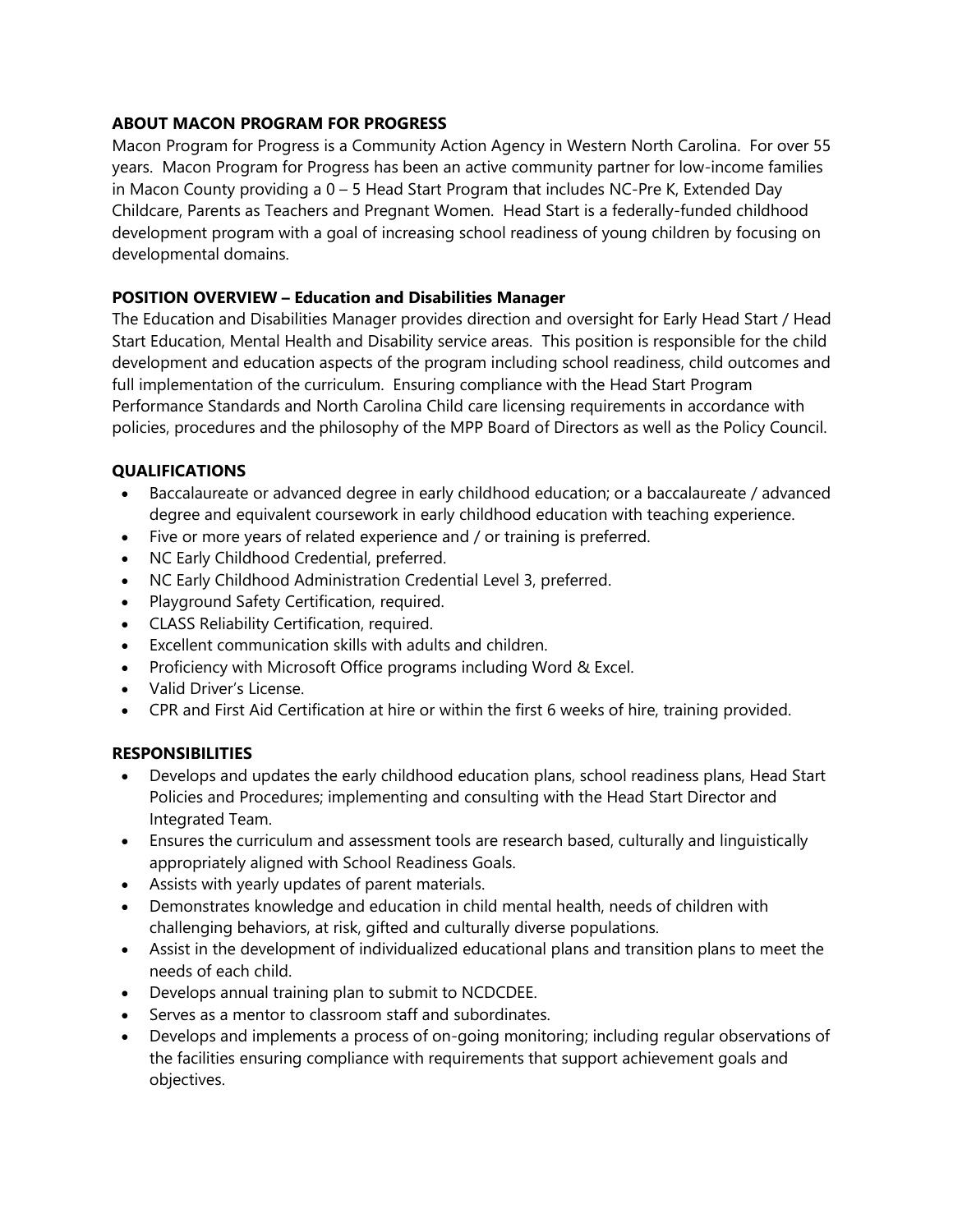## ABOUT MACON PROGRAM FOR PROGRESS

Macon Program for Progress is a Community Action Agency in Western North Carolina. For over 55 years. Macon Program for Progress has been an active community partner for low-income families in Macon County providing a 0 – 5 Head Start Program that includes NC-Pre K, Extended Day Childcare, Parents as Teachers and Pregnant Women. Head Start is a federally-funded childhood development program with a goal of increasing school readiness of young children by focusing on developmental domains.

## POSITION OVERVIEW – Education and Disabilities Manager

The Education and Disabilities Manager provides direction and oversight for Early Head Start / Head Start Education, Mental Health and Disability service areas. This position is responsible for the child development and education aspects of the program including school readiness, child outcomes and full implementation of the curriculum. Ensuring compliance with the Head Start Program Performance Standards and North Carolina Child care licensing requirements in accordance with policies, procedures and the philosophy of the MPP Board of Directors as well as the Policy Council.

## QUALIFICATIONS

- Baccalaureate or advanced degree in early childhood education; or a baccalaureate / advanced degree and equivalent coursework in early childhood education with teaching experience.
- Five or more years of related experience and / or training is preferred.
- NC Early Childhood Credential, preferred.
- NC Early Childhood Administration Credential Level 3, preferred.
- Playground Safety Certification, required.
- CLASS Reliability Certification, required.
- Excellent communication skills with adults and children.
- Proficiency with Microsoft Office programs including Word & Excel.
- Valid Driver's License.
- CPR and First Aid Certification at hire or within the first 6 weeks of hire, training provided.

## RESPONSIBILITIES

- Develops and updates the early childhood education plans, school readiness plans, Head Start Policies and Procedures; implementing and consulting with the Head Start Director and Integrated Team.
- Ensures the curriculum and assessment tools are research based, culturally and linguistically appropriately aligned with School Readiness Goals.
- Assists with yearly updates of parent materials.
- Demonstrates knowledge and education in child mental health, needs of children with challenging behaviors, at risk, gifted and culturally diverse populations.
- Assist in the development of individualized educational plans and transition plans to meet the needs of each child.
- Develops annual training plan to submit to NCDCDEE.
- Serves as a mentor to classroom staff and subordinates.
- Develops and implements a process of on-going monitoring; including regular observations of the facilities ensuring compliance with requirements that support achievement goals and objectives.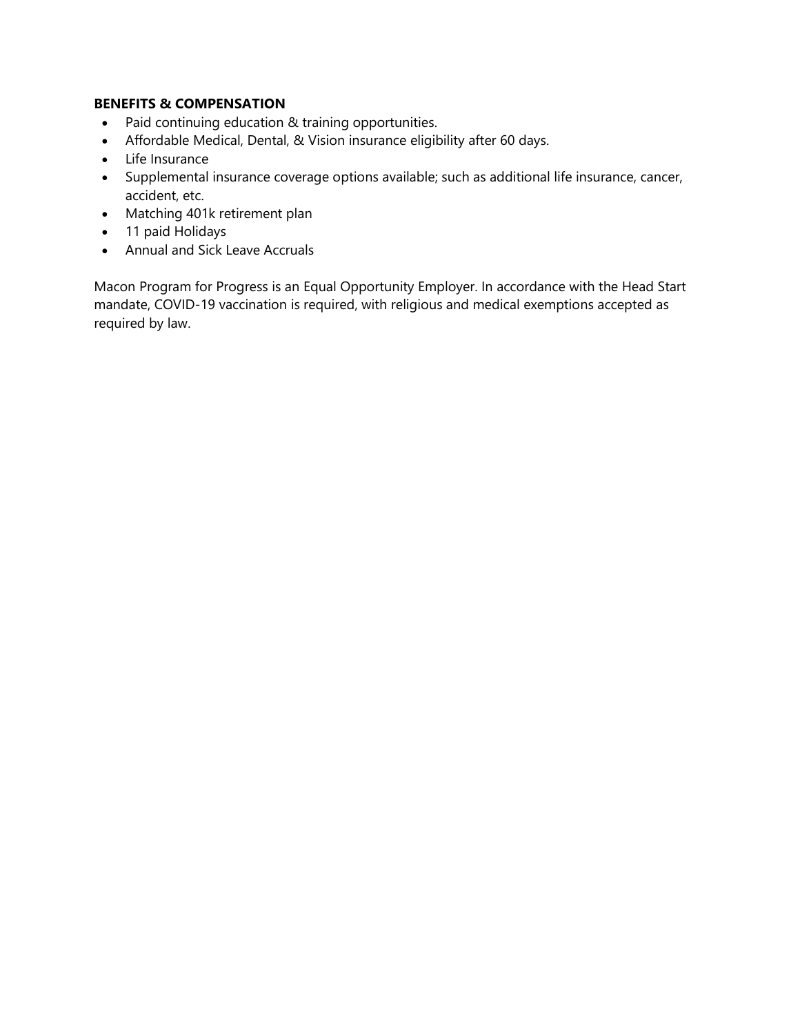**BENEFITS & COMPENSATION**

- Paid continuing education & training opportunities.
- Affordable Medical, Dental, & Vision insurance eligibility after 60 days.
- Life Insurance
- Supplemental insurance coverage options available; such as additional life insurance, cancer, accident, etc.
- Matching 401k retirement plan
- 11 paid Holidays
- Annual and Sick Leave Accruals

Macon Program for Progress is an Equal Opportunity Employer. In accordance with the Head Start mandate, COVID-19 vaccination is required, with religious and medical exemptions accepted as required by law.